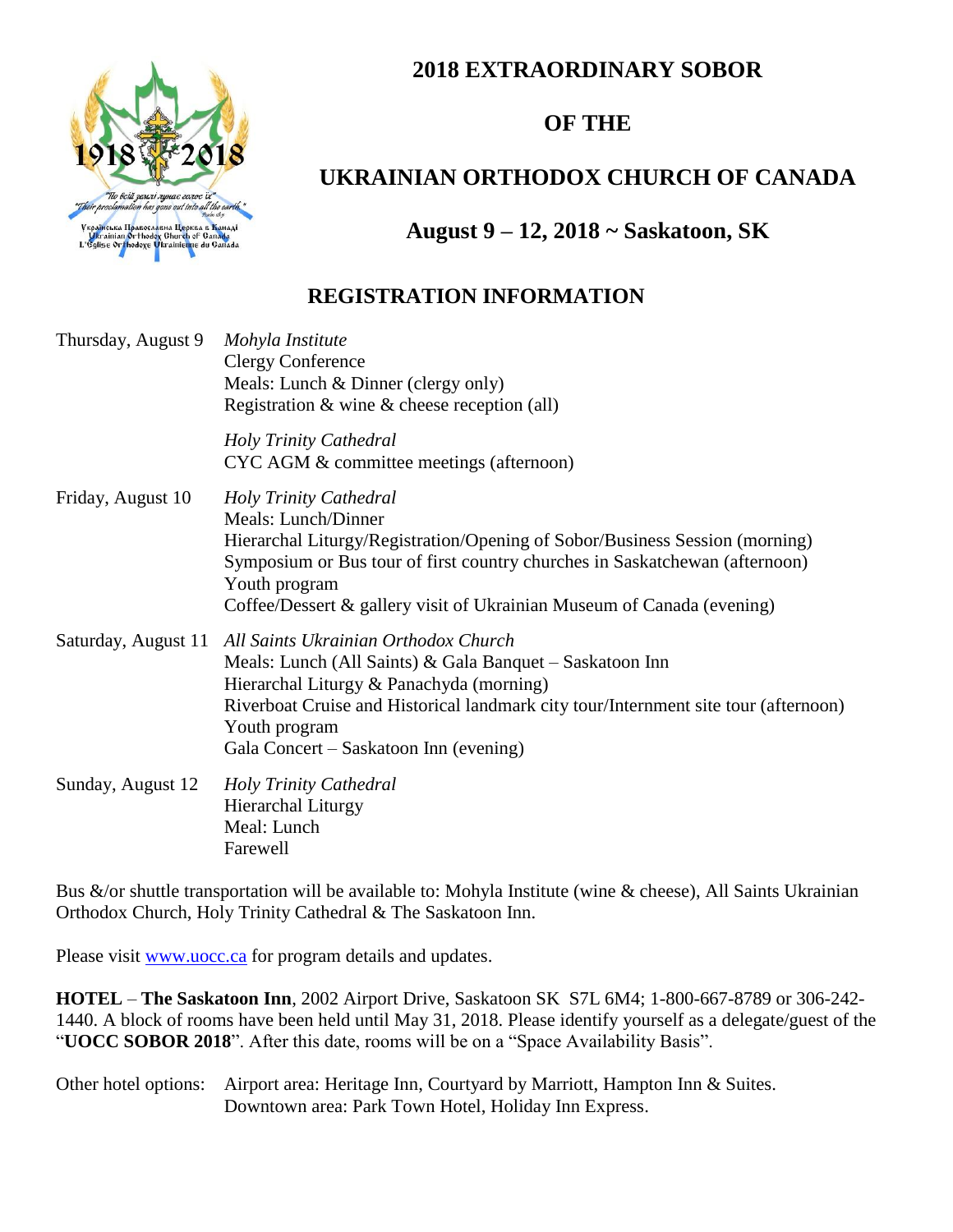# 2018 EXTRAORDINARY SOBOR

# OF THE

# UKRAINIAN ORTHODOX CHURCH OF CANADA

## August 9 – 12, 2018 ~ Saskatoon, SK

## REGISTRATION INFORMATION

**Thursday, August 9**

*Mohyla Institute*
Clergy Conference
Meals: Lunch & Dinner (clergy only)
Registration & wine & cheese reception (all)

*Holy Trinity Cathedral*
CYC AGM & committee meetings (afternoon)

**Friday, August 10**

*Holy Trinity Cathedral*
Meals: Lunch/Dinner
Hierarchal Liturgy/Registration/Opening of Sobor/Business Session (morning)
Symposium or Bus tour of first country churches in Saskatchewan (afternoon)
Youth program
Coffee/Dessert & gallery visit of Ukrainian Museum of Canada (evening)

**Saturday, August 11**

*All Saints Ukrainian Orthodox Church*
Meals: Lunch (All Saints) & Gala Banquet – Saskatoon Inn
Hierarchal Liturgy & Panachyda (morning)
Riverboat Cruise and Historical landmark city tour/Internment site tour (afternoon)
Youth program
Gala Concert – Saskatoon Inn (evening)

**Sunday, August 12**

*Holy Trinity Cathedral*
Hierarchal Liturgy
Meal: Lunch
Farewell

Bus &/or shuttle transportation will be available to: Mohyla Institute (wine & cheese), All Saints Ukrainian Orthodox Church, Holy Trinity Cathedral & The Saskatoon Inn.

Please visit www.uocc.ca for program details and updates.

**HOTEL** – **The Saskatoon Inn**, 2002 Airport Drive, Saskatoon SK S7L 6M4; 1-800-667-8789 or 306-242-1440. A block of rooms have been held until May 31, 2018. Please identify yourself as a delegate/guest of the "**UOCC SOBOR 2018**". After this date, rooms will be on a "Space Availability Basis".

Other hotel options: Airport area: Heritage Inn, Courtyard by Marriott, Hampton Inn & Suites.
Downtown area: Park Town Hotel, Holiday Inn Express.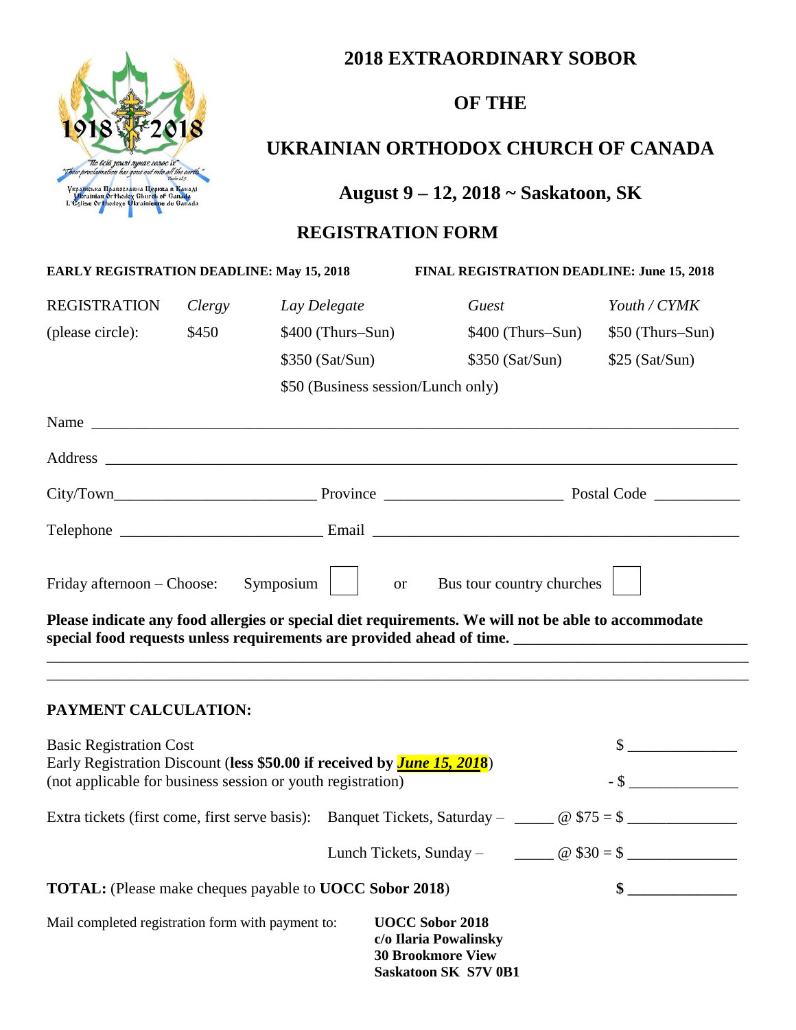# 2018 EXTRAORDINARY SOBOR

# OF THE

# UKRAINIAN ORTHODOX CHURCH OF CANADA

## August 9 – 12, 2018 ~ Saskatoon, SK

## REGISTRATION FORM

**EARLY REGISTRATION DEADLINE: May 15, 2018** **FINAL REGISTRATION DEADLINE: June 15, 2018**

| REGISTRATION (please circle): | *Clergy* | *Lay Delegate* | *Guest* | *Youth / CYMK* |
|---|---|---|---|---|
| | $450 | $400 (Thurs–Sun) | $400 (Thurs–Sun) | $50 (Thurs–Sun) |
| | | $350 (Sat/Sun) | $350 (Sat/Sun) | $25 (Sat/Sun) |
| | | $50 (Business session/Lunch only) | | |

Name ______________________________________________________________________

Address ____________________________________________________________________

City/Town__________________________ Province ______________________ Postal Code __________

Telephone _________________________ Email ___________________________________________

Friday afternoon – Choose: Symposium ☐ or Bus tour country churches ☐

**Please indicate any food allergies or special diet requirements. We will not be able to accommodate special food requests unless requirements are provided ahead of time.** ____________________________

______________________________________________________________________________

______________________________________________________________________________

**PAYMENT CALCULATION:**

Basic Registration Cost $ ______________

Early Registration Discount (**less $50.00 if received by *June 15, 2018***)
(not applicable for business session or youth registration) - $ ______________

Extra tickets (first come, first serve basis): Banquet Tickets, Saturday – _____ @ $75 = $ ______________

Lunch Tickets, Sunday – _____ @ $30 = $ ______________

**TOTAL:** (Please make cheques payable to **UOCC Sobor 2018**) **$ ______________**

Mail completed registration form with payment to:

**UOCC Sobor 2018**
**c/o Ilaria Powalinsky**
**30 Brookmore View**
**Saskatoon SK S7V 0B1**